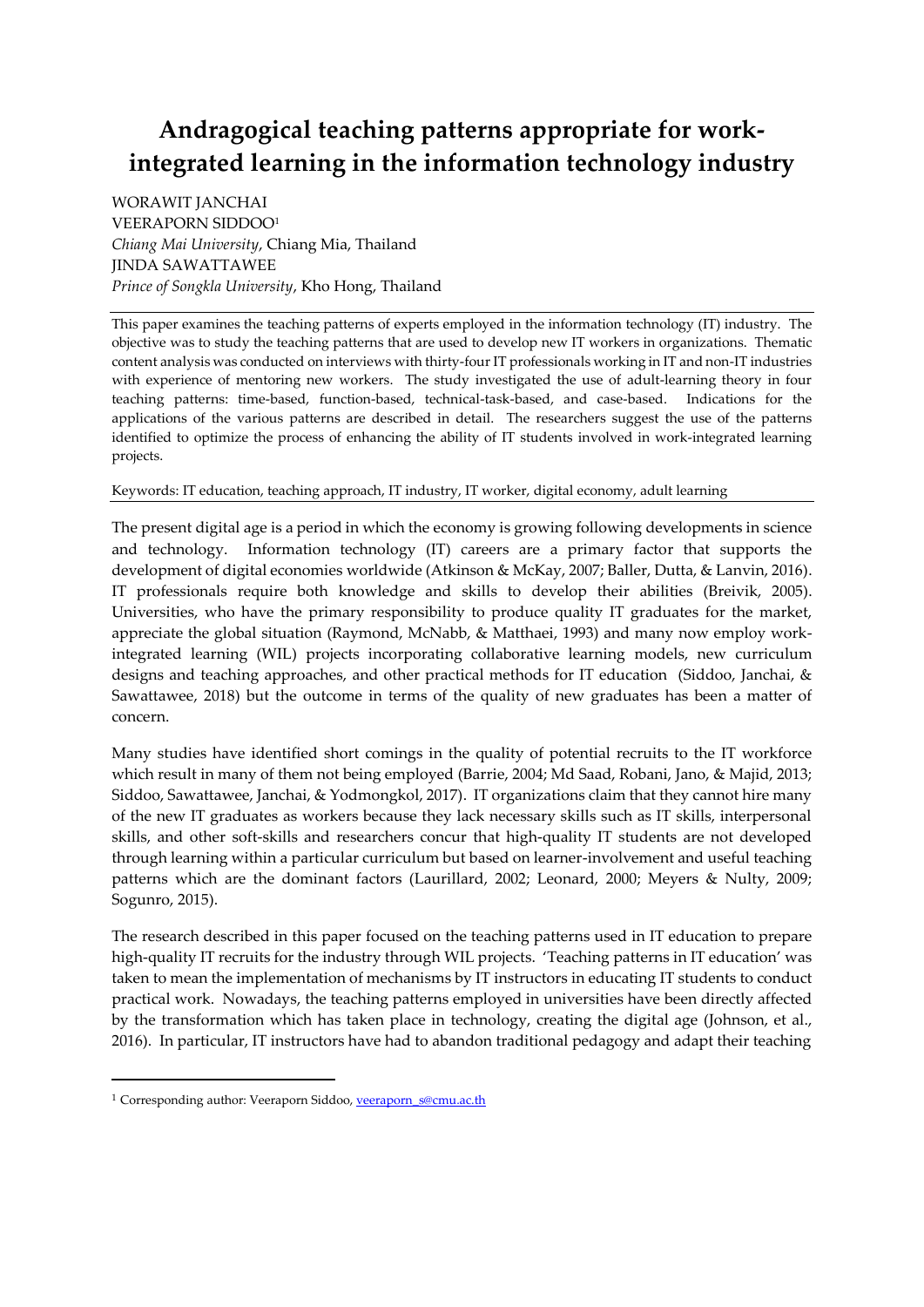# Andragogical teaching patterns appropriate for work-integrated learning in the information technology industry

WORAWIT JANCHAI
VEERAPORN SIDDOO[1]
*Chiang Mai University*, Chiang Mia, Thailand
JINDA SAWATTAWEE
*Prince of Songkla University*, Kho Hong, Thailand

This paper examines the teaching patterns of experts employed in the information technology (IT) industry. The objective was to study the teaching patterns that are used to develop new IT workers in organizations. Thematic content analysis was conducted on interviews with thirty-four IT professionals working in IT and non-IT industries with experience of mentoring new workers. The study investigated the use of adult-learning theory in four teaching patterns: time-based, function-based, technical-task-based, and case-based. Indications for the applications of the various patterns are described in detail. The researchers suggest the use of the patterns identified to optimize the process of enhancing the ability of IT students involved in work-integrated learning projects.

Keywords: IT education, teaching approach, IT industry, IT worker, digital economy, adult learning

The present digital age is a period in which the economy is growing following developments in science and technology. Information technology (IT) careers are a primary factor that supports the development of digital economies worldwide (Atkinson & McKay, 2007; Baller, Dutta, & Lanvin, 2016). IT professionals require both knowledge and skills to develop their abilities (Breivik, 2005). Universities, who have the primary responsibility to produce quality IT graduates for the market, appreciate the global situation (Raymond, McNabb, & Matthaei, 1993) and many now employ work-integrated learning (WIL) projects incorporating collaborative learning models, new curriculum designs and teaching approaches, and other practical methods for IT education (Siddoo, Janchai, & Sawattawee, 2018) but the outcome in terms of the quality of new graduates has been a matter of concern.

Many studies have identified short comings in the quality of potential recruits to the IT workforce which result in many of them not being employed (Barrie, 2004; Md Saad, Robani, Jano, & Majid, 2013; Siddoo, Sawattawee, Janchai, & Yodmongkol, 2017). IT organizations claim that they cannot hire many of the new IT graduates as workers because they lack necessary skills such as IT skills, interpersonal skills, and other soft-skills and researchers concur that high-quality IT students are not developed through learning within a particular curriculum but based on learner-involvement and useful teaching patterns which are the dominant factors (Laurillard, 2002; Leonard, 2000; Meyers & Nulty, 2009; Sogunro, 2015).

The research described in this paper focused on the teaching patterns used in IT education to prepare high-quality IT recruits for the industry through WIL projects. 'Teaching patterns in IT education' was taken to mean the implementation of mechanisms by IT instructors in educating IT students to conduct practical work. Nowadays, the teaching patterns employed in universities have been directly affected by the transformation which has taken place in technology, creating the digital age (Johnson, et al., 2016). In particular, IT instructors have had to abandon traditional pedagogy and adapt their teaching

[1] Corresponding author: Veeraporn Siddoo, veeraporn_s@cmu.ac.th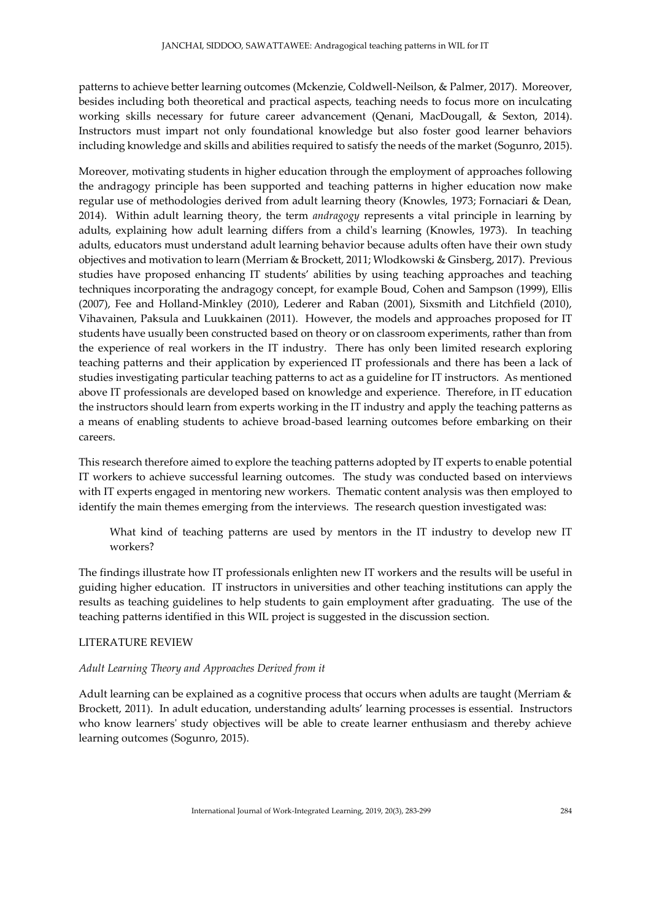patterns to achieve better learning outcomes (Mckenzie, Coldwell-Neilson, & Palmer, 2017). Moreover, besides including both theoretical and practical aspects, teaching needs to focus more on inculcating working skills necessary for future career advancement (Qenani, MacDougall, & Sexton, 2014). Instructors must impart not only foundational knowledge but also foster good learner behaviors including knowledge and skills and abilities required to satisfy the needs of the market (Sogunro, 2015).

Moreover, motivating students in higher education through the employment of approaches following the andragogy principle has been supported and teaching patterns in higher education now make regular use of methodologies derived from adult learning theory (Knowles, 1973; Fornaciari & Dean, 2014). Within adult learning theory, the term *andragogy* represents a vital principle in learning by adults, explaining how adult learning differs from a child's learning (Knowles, 1973). In teaching adults, educators must understand adult learning behavior because adults often have their own study objectives and motivation to learn (Merriam & Brockett, 2011; Wlodkowski & Ginsberg, 2017). Previous studies have proposed enhancing IT students' abilities by using teaching approaches and teaching techniques incorporating the andragogy concept, for example Boud, Cohen and Sampson (1999), Ellis (2007), Fee and Holland-Minkley (2010), Lederer and Raban (2001), Sixsmith and Litchfield (2010), Vihavainen, Paksula and Luukkainen (2011). However, the models and approaches proposed for IT students have usually been constructed based on theory or on classroom experiments, rather than from the experience of real workers in the IT industry. There has only been limited research exploring teaching patterns and their application by experienced IT professionals and there has been a lack of studies investigating particular teaching patterns to act as a guideline for IT instructors. As mentioned above IT professionals are developed based on knowledge and experience. Therefore, in IT education the instructors should learn from experts working in the IT industry and apply the teaching patterns as a means of enabling students to achieve broad-based learning outcomes before embarking on their careers.

This research therefore aimed to explore the teaching patterns adopted by IT experts to enable potential IT workers to achieve successful learning outcomes. The study was conducted based on interviews with IT experts engaged in mentoring new workers. Thematic content analysis was then employed to identify the main themes emerging from the interviews. The research question investigated was:

> What kind of teaching patterns are used by mentors in the IT industry to develop new IT workers?

The findings illustrate how IT professionals enlighten new IT workers and the results will be useful in guiding higher education. IT instructors in universities and other teaching institutions can apply the results as teaching guidelines to help students to gain employment after graduating. The use of the teaching patterns identified in this WIL project is suggested in the discussion section.

## LITERATURE REVIEW

### *Adult Learning Theory and Approaches Derived from it*

Adult learning can be explained as a cognitive process that occurs when adults are taught (Merriam & Brockett, 2011). In adult education, understanding adults' learning processes is essential. Instructors who know learners' study objectives will be able to create learner enthusiasm and thereby achieve learning outcomes (Sogunro, 2015).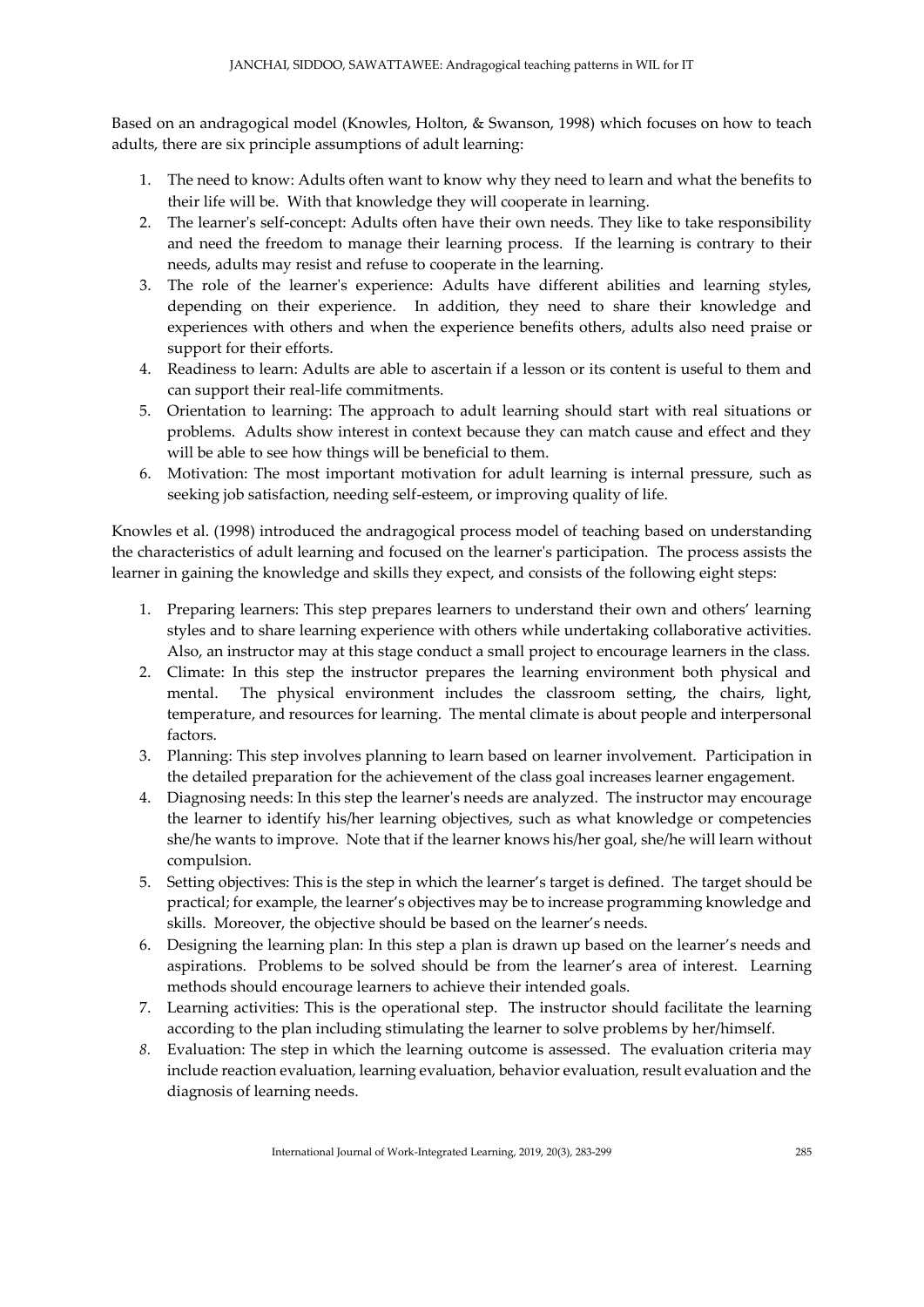Based on an andragogical model (Knowles, Holton, & Swanson, 1998) which focuses on how to teach adults, there are six principle assumptions of adult learning:

1. The need to know: Adults often want to know why they need to learn and what the benefits to their life will be. With that knowledge they will cooperate in learning.
2. The learner's self-concept: Adults often have their own needs. They like to take responsibility and need the freedom to manage their learning process. If the learning is contrary to their needs, adults may resist and refuse to cooperate in the learning.
3. The role of the learner's experience: Adults have different abilities and learning styles, depending on their experience. In addition, they need to share their knowledge and experiences with others and when the experience benefits others, adults also need praise or support for their efforts.
4. Readiness to learn: Adults are able to ascertain if a lesson or its content is useful to them and can support their real-life commitments.
5. Orientation to learning: The approach to adult learning should start with real situations or problems. Adults show interest in context because they can match cause and effect and they will be able to see how things will be beneficial to them.
6. Motivation: The most important motivation for adult learning is internal pressure, such as seeking job satisfaction, needing self-esteem, or improving quality of life.

Knowles et al. (1998) introduced the andragogical process model of teaching based on understanding the characteristics of adult learning and focused on the learner's participation. The process assists the learner in gaining the knowledge and skills they expect, and consists of the following eight steps:

1. Preparing learners: This step prepares learners to understand their own and others' learning styles and to share learning experience with others while undertaking collaborative activities. Also, an instructor may at this stage conduct a small project to encourage learners in the class.
2. Climate: In this step the instructor prepares the learning environment both physical and mental. The physical environment includes the classroom setting, the chairs, light, temperature, and resources for learning. The mental climate is about people and interpersonal factors.
3. Planning: This step involves planning to learn based on learner involvement. Participation in the detailed preparation for the achievement of the class goal increases learner engagement.
4. Diagnosing needs: In this step the learner's needs are analyzed. The instructor may encourage the learner to identify his/her learning objectives, such as what knowledge or competencies she/he wants to improve. Note that if the learner knows his/her goal, she/he will learn without compulsion.
5. Setting objectives: This is the step in which the learner's target is defined. The target should be practical; for example, the learner's objectives may be to increase programming knowledge and skills. Moreover, the objective should be based on the learner's needs.
6. Designing the learning plan: In this step a plan is drawn up based on the learner's needs and aspirations. Problems to be solved should be from the learner's area of interest. Learning methods should encourage learners to achieve their intended goals.
7. Learning activities: This is the operational step. The instructor should facilitate the learning according to the plan including stimulating the learner to solve problems by her/himself.
8. Evaluation: The step in which the learning outcome is assessed. The evaluation criteria may include reaction evaluation, learning evaluation, behavior evaluation, result evaluation and the diagnosis of learning needs.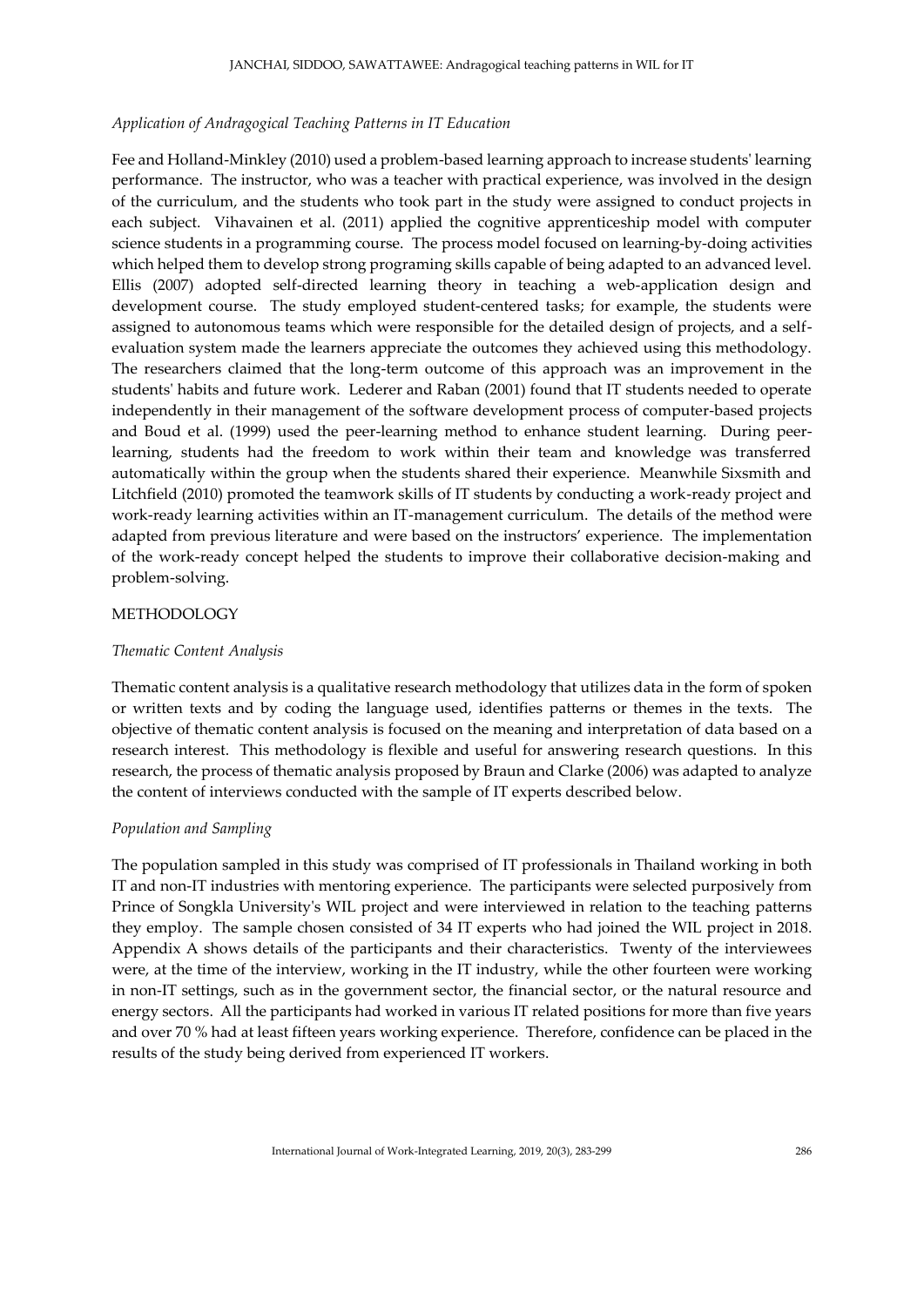*Application of Andragogical Teaching Patterns in IT Education*

Fee and Holland-Minkley (2010) used a problem-based learning approach to increase students' learning performance. The instructor, who was a teacher with practical experience, was involved in the design of the curriculum, and the students who took part in the study were assigned to conduct projects in each subject. Vihavainen et al. (2011) applied the cognitive apprenticeship model with computer science students in a programming course. The process model focused on learning-by-doing activities which helped them to develop strong programing skills capable of being adapted to an advanced level. Ellis (2007) adopted self-directed learning theory in teaching a web-application design and development course. The study employed student-centered tasks; for example, the students were assigned to autonomous teams which were responsible for the detailed design of projects, and a self-evaluation system made the learners appreciate the outcomes they achieved using this methodology. The researchers claimed that the long-term outcome of this approach was an improvement in the students' habits and future work. Lederer and Raban (2001) found that IT students needed to operate independently in their management of the software development process of computer-based projects and Boud et al. (1999) used the peer-learning method to enhance student learning. During peer-learning, students had the freedom to work within their team and knowledge was transferred automatically within the group when the students shared their experience. Meanwhile Sixsmith and Litchfield (2010) promoted the teamwork skills of IT students by conducting a work-ready project and work-ready learning activities within an IT-management curriculum. The details of the method were adapted from previous literature and were based on the instructors' experience. The implementation of the work-ready concept helped the students to improve their collaborative decision-making and problem-solving.

## METHODOLOGY

*Thematic Content Analysis*

Thematic content analysis is a qualitative research methodology that utilizes data in the form of spoken or written texts and by coding the language used, identifies patterns or themes in the texts. The objective of thematic content analysis is focused on the meaning and interpretation of data based on a research interest. This methodology is flexible and useful for answering research questions. In this research, the process of thematic analysis proposed by Braun and Clarke (2006) was adapted to analyze the content of interviews conducted with the sample of IT experts described below.

*Population and Sampling*

The population sampled in this study was comprised of IT professionals in Thailand working in both IT and non-IT industries with mentoring experience. The participants were selected purposively from Prince of Songkla University's WIL project and were interviewed in relation to the teaching patterns they employ. The sample chosen consisted of 34 IT experts who had joined the WIL project in 2018. Appendix A shows details of the participants and their characteristics. Twenty of the interviewees were, at the time of the interview, working in the IT industry, while the other fourteen were working in non-IT settings, such as in the government sector, the financial sector, or the natural resource and energy sectors. All the participants had worked in various IT related positions for more than five years and over 70 % had at least fifteen years working experience. Therefore, confidence can be placed in the results of the study being derived from experienced IT workers.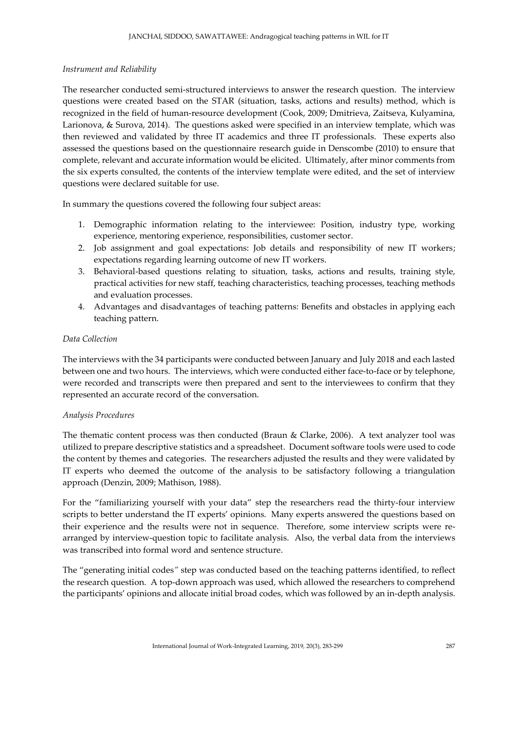*Instrument and Reliability*

The researcher conducted semi-structured interviews to answer the research question. The interview questions were created based on the STAR (situation, tasks, actions and results) method, which is recognized in the field of human-resource development (Cook, 2009; Dmitrieva, Zaitseva, Kulyamina, Larionova, & Surova, 2014). The questions asked were specified in an interview template, which was then reviewed and validated by three IT academics and three IT professionals. These experts also assessed the questions based on the questionnaire research guide in Denscombe (2010) to ensure that complete, relevant and accurate information would be elicited. Ultimately, after minor comments from the six experts consulted, the contents of the interview template were edited, and the set of interview questions were declared suitable for use.

In summary the questions covered the following four subject areas:

1. Demographic information relating to the interviewee: Position, industry type, working experience, mentoring experience, responsibilities, customer sector.
2. Job assignment and goal expectations: Job details and responsibility of new IT workers; expectations regarding learning outcome of new IT workers.
3. Behavioral-based questions relating to situation, tasks, actions and results, training style, practical activities for new staff, teaching characteristics, teaching processes, teaching methods and evaluation processes.
4. Advantages and disadvantages of teaching patterns: Benefits and obstacles in applying each teaching pattern.

*Data Collection*

The interviews with the 34 participants were conducted between January and July 2018 and each lasted between one and two hours. The interviews, which were conducted either face-to-face or by telephone, were recorded and transcripts were then prepared and sent to the interviewees to confirm that they represented an accurate record of the conversation.

*Analysis Procedures*

The thematic content process was then conducted (Braun & Clarke, 2006). A text analyzer tool was utilized to prepare descriptive statistics and a spreadsheet. Document software tools were used to code the content by themes and categories. The researchers adjusted the results and they were validated by IT experts who deemed the outcome of the analysis to be satisfactory following a triangulation approach (Denzin, 2009; Mathison, 1988).

For the "familiarizing yourself with your data" step the researchers read the thirty-four interview scripts to better understand the IT experts' opinions. Many experts answered the questions based on their experience and the results were not in sequence. Therefore, some interview scripts were re-arranged by interview-question topic to facilitate analysis. Also, the verbal data from the interviews was transcribed into formal word and sentence structure.

The "generating initial codes" step was conducted based on the teaching patterns identified, to reflect the research question. A top-down approach was used, which allowed the researchers to comprehend the participants' opinions and allocate initial broad codes, which was followed by an in-depth analysis.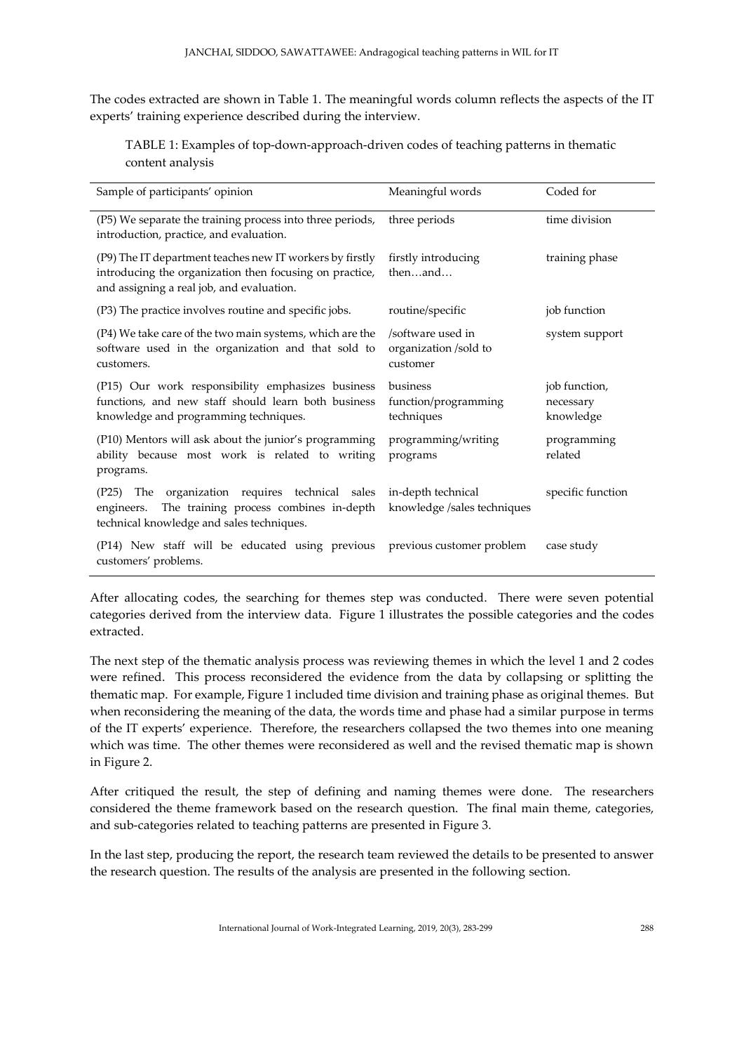The codes extracted are shown in Table 1. The meaningful words column reflects the aspects of the IT experts' training experience described during the interview.

TABLE 1: Examples of top-down-approach-driven codes of teaching patterns in thematic content analysis

| Sample of participants' opinion | Meaningful words | Coded for |
|---|---|---|
| (P5) We separate the training process into three periods, introduction, practice, and evaluation. | three periods | time division |
| (P9) The IT department teaches new IT workers by firstly introducing the organization then focusing on practice, and assigning a real job, and evaluation. | firstly introducing then…and… | training phase |
| (P3) The practice involves routine and specific jobs. | routine/specific | job function |
| (P4) We take care of the two main systems, which are the software used in the organization and that sold to customers. | /software used in organization /sold to customer | system support |
| (P15) Our work responsibility emphasizes business functions, and new staff should learn both business knowledge and programming techniques. | business function/programming techniques | job function, necessary knowledge |
| (P10) Mentors will ask about the junior's programming ability because most work is related to writing programs. | programming/writing programs | programming related |
| (P25) The organization requires technical sales engineers. The training process combines in-depth technical knowledge and sales techniques. | in-depth technical knowledge /sales techniques | specific function |
| (P14) New staff will be educated using previous customers' problems. | previous customer problem | case study |

After allocating codes, the searching for themes step was conducted. There were seven potential categories derived from the interview data. Figure 1 illustrates the possible categories and the codes extracted.

The next step of the thematic analysis process was reviewing themes in which the level 1 and 2 codes were refined. This process reconsidered the evidence from the data by collapsing or splitting the thematic map. For example, Figure 1 included time division and training phase as original themes. But when reconsidering the meaning of the data, the words time and phase had a similar purpose in terms of the IT experts' experience. Therefore, the researchers collapsed the two themes into one meaning which was time. The other themes were reconsidered as well and the revised thematic map is shown in Figure 2.

After critiqued the result, the step of defining and naming themes were done. The researchers considered the theme framework based on the research question. The final main theme, categories, and sub-categories related to teaching patterns are presented in Figure 3.

In the last step, producing the report, the research team reviewed the details to be presented to answer the research question. The results of the analysis are presented in the following section.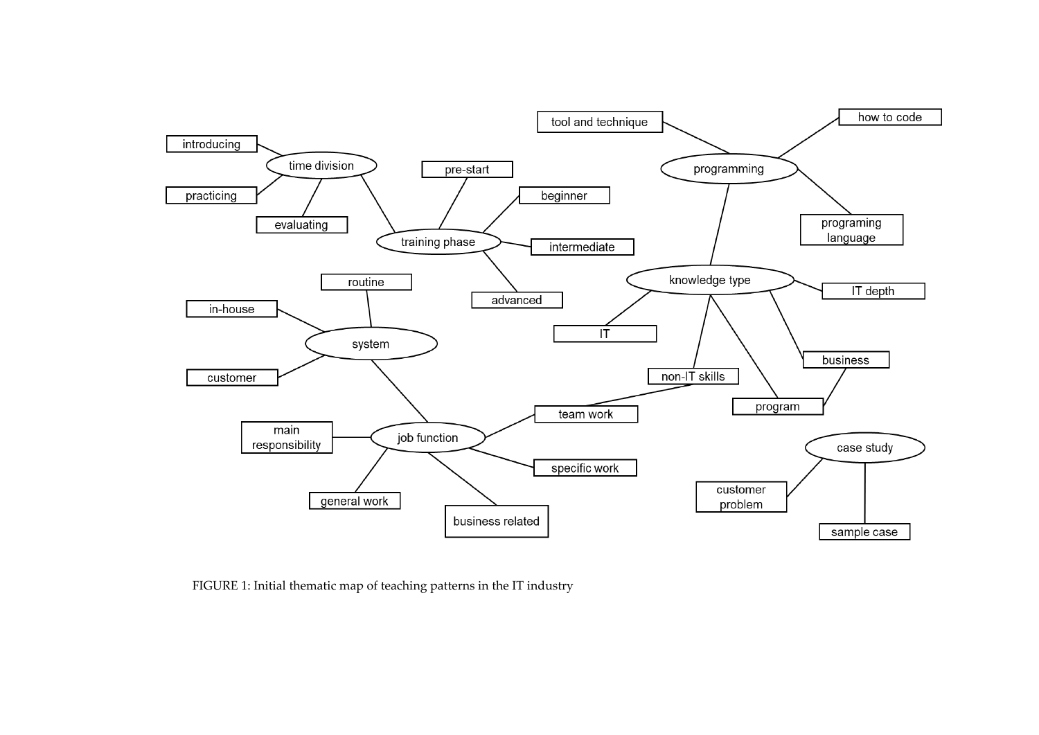FIGURE 1: Initial thematic map of teaching patterns in the IT industry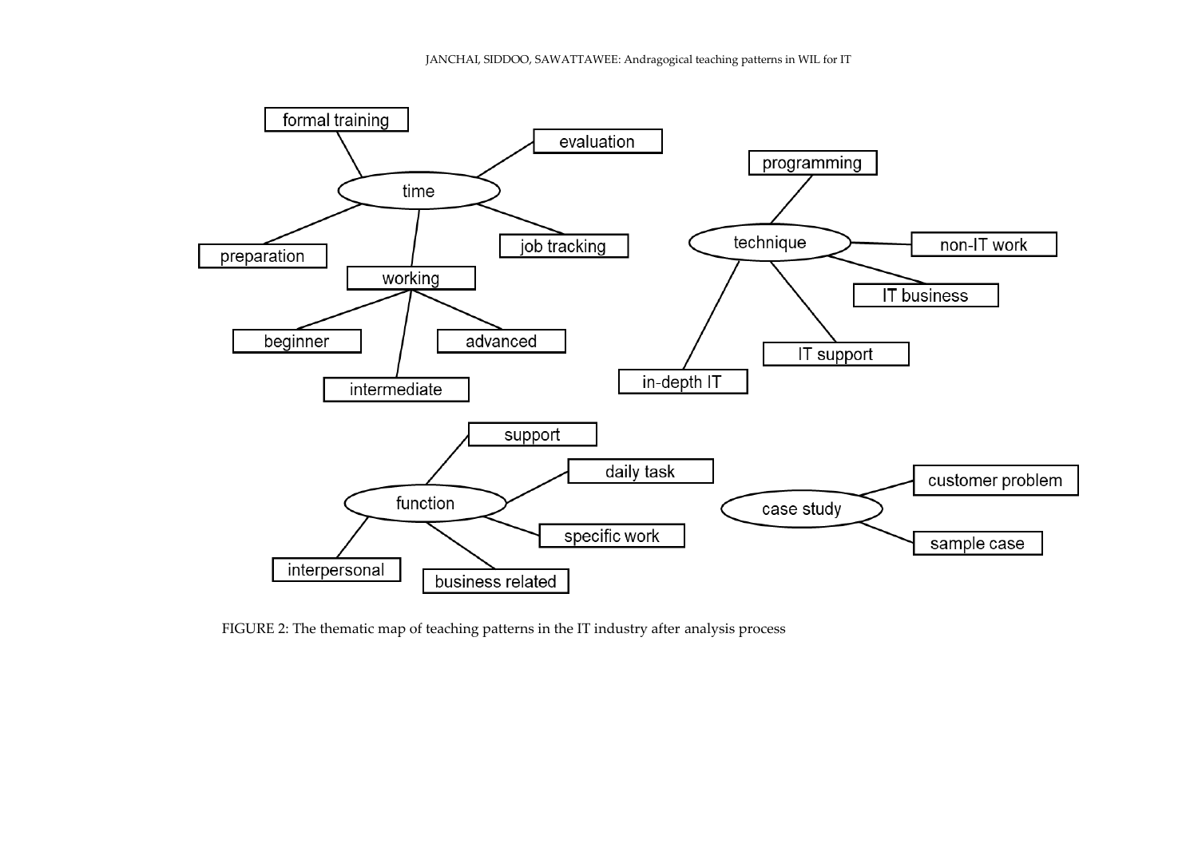- time
  - formal training
  - evaluation
  - preparation
  - job tracking
  - working
    - beginner
    - intermediate
    - advanced
- technique
  - programming
  - non-IT work
  - IT business
  - IT support
  - in-depth IT
- function
  - support
  - daily task
  - specific work
  - business related
  - interpersonal
- case study
  - customer problem
  - sample case

FIGURE 2: The thematic map of teaching patterns in the IT industry after analysis process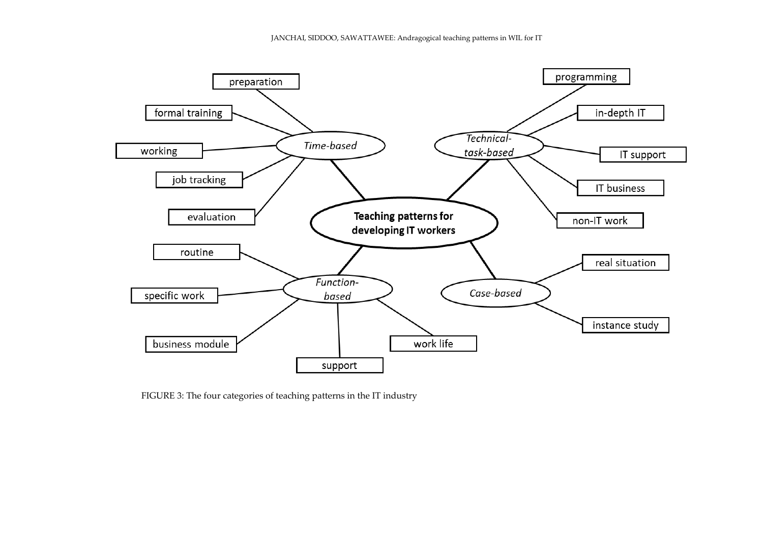**Teaching patterns for developing IT workers**

- *Time-based*
  - preparation
  - formal training
  - working
  - job tracking
  - evaluation
- *Technical-task-based*
  - programming
  - in-depth IT
  - IT support
  - IT business
  - non-IT work
- *Function-based*
  - routine
  - specific work
  - business module
  - support
  - work life
- *Case-based*
  - real situation
  - instance study

FIGURE 3: The four categories of teaching patterns in the IT industry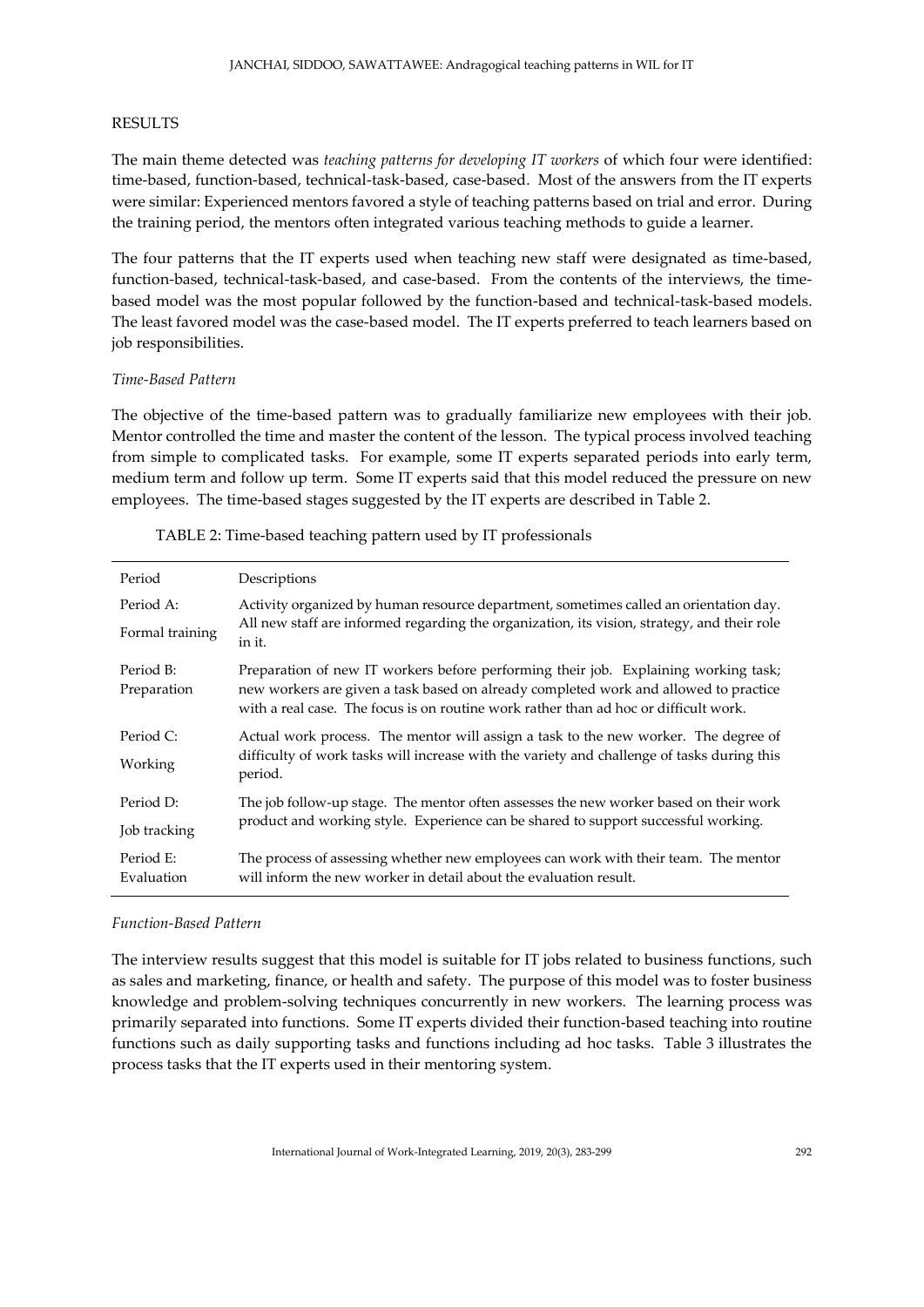## RESULTS

The main theme detected was *teaching patterns for developing IT workers* of which four were identified: time-based, function-based, technical-task-based, case-based. Most of the answers from the IT experts were similar: Experienced mentors favored a style of teaching patterns based on trial and error. During the training period, the mentors often integrated various teaching methods to guide a learner.

The four patterns that the IT experts used when teaching new staff were designated as time-based, function-based, technical-task-based, and case-based. From the contents of the interviews, the time-based model was the most popular followed by the function-based and technical-task-based models. The least favored model was the case-based model. The IT experts preferred to teach learners based on job responsibilities.

### *Time-Based Pattern*

The objective of the time-based pattern was to gradually familiarize new employees with their job. Mentor controlled the time and master the content of the lesson. The typical process involved teaching from simple to complicated tasks. For example, some IT experts separated periods into early term, medium term and follow up term. Some IT experts said that this model reduced the pressure on new employees. The time-based stages suggested by the IT experts are described in Table 2.

TABLE 2: Time-based teaching pattern used by IT professionals

| Period | Descriptions |
|---|---|
| Period A: Formal training | Activity organized by human resource department, sometimes called an orientation day. All new staff are informed regarding the organization, its vision, strategy, and their role in it. |
| Period B: Preparation | Preparation of new IT workers before performing their job. Explaining working task; new workers are given a task based on already completed work and allowed to practice with a real case. The focus is on routine work rather than ad hoc or difficult work. |
| Period C: Working | Actual work process. The mentor will assign a task to the new worker. The degree of difficulty of work tasks will increase with the variety and challenge of tasks during this period. |
| Period D: Job tracking | The job follow-up stage. The mentor often assesses the new worker based on their work product and working style. Experience can be shared to support successful working. |
| Period E: Evaluation | The process of assessing whether new employees can work with their team. The mentor will inform the new worker in detail about the evaluation result. |

### *Function-Based Pattern*

The interview results suggest that this model is suitable for IT jobs related to business functions, such as sales and marketing, finance, or health and safety. The purpose of this model was to foster business knowledge and problem-solving techniques concurrently in new workers. The learning process was primarily separated into functions. Some IT experts divided their function-based teaching into routine functions such as daily supporting tasks and functions including ad hoc tasks. Table 3 illustrates the process tasks that the IT experts used in their mentoring system.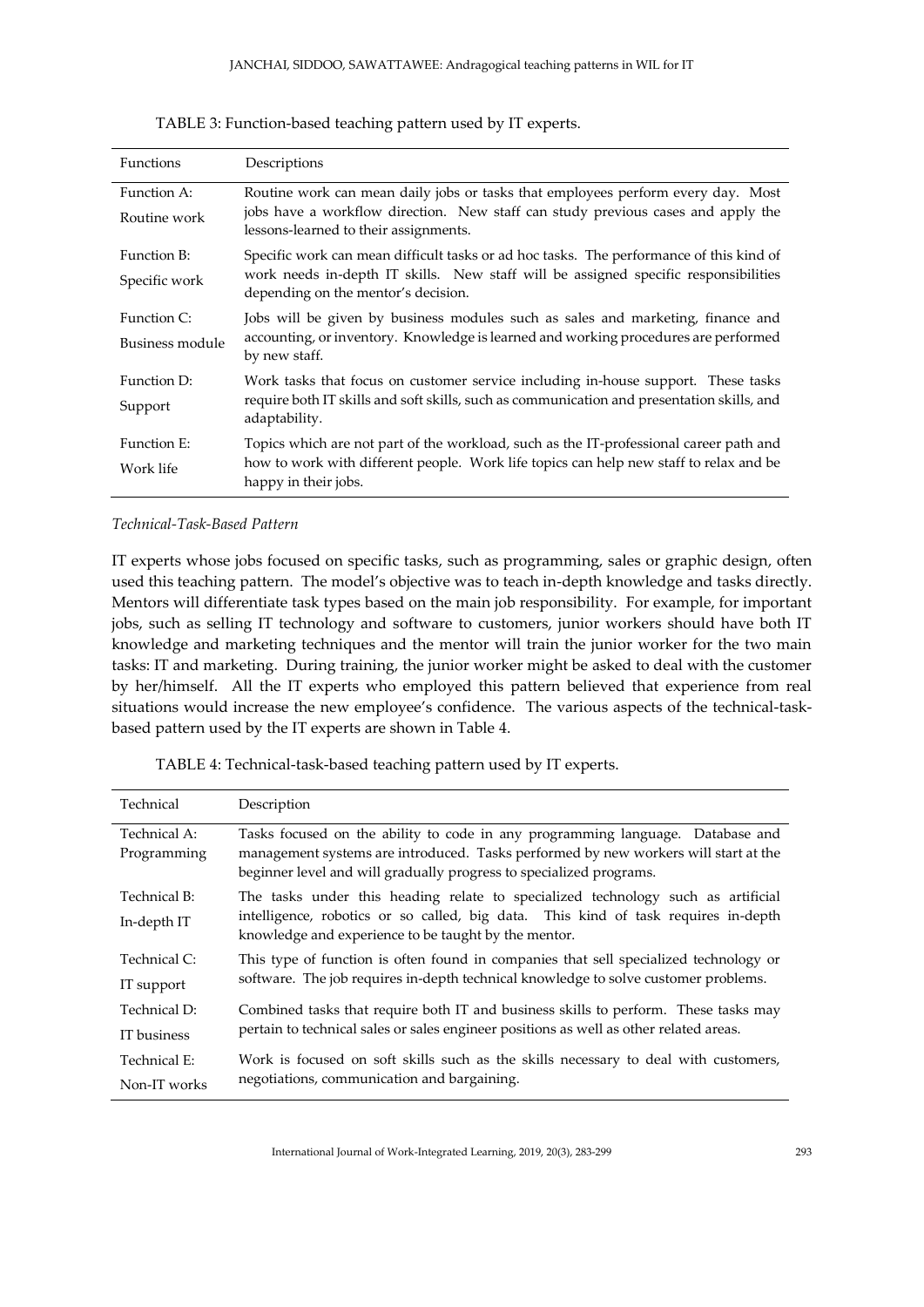TABLE 3: Function-based teaching pattern used by IT experts.

| Functions | Descriptions |
|---|---|
| Function A: Routine work | Routine work can mean daily jobs or tasks that employees perform every day. Most jobs have a workflow direction. New staff can study previous cases and apply the lessons-learned to their assignments. |
| Function B: Specific work | Specific work can mean difficult tasks or ad hoc tasks. The performance of this kind of work needs in-depth IT skills. New staff will be assigned specific responsibilities depending on the mentor's decision. |
| Function C: Business module | Jobs will be given by business modules such as sales and marketing, finance and accounting, or inventory. Knowledge is learned and working procedures are performed by new staff. |
| Function D: Support | Work tasks that focus on customer service including in-house support. These tasks require both IT skills and soft skills, such as communication and presentation skills, and adaptability. |
| Function E: Work life | Topics which are not part of the workload, such as the IT-professional career path and how to work with different people. Work life topics can help new staff to relax and be happy in their jobs. |

*Technical-Task-Based Pattern*

IT experts whose jobs focused on specific tasks, such as programming, sales or graphic design, often used this teaching pattern. The model's objective was to teach in-depth knowledge and tasks directly. Mentors will differentiate task types based on the main job responsibility. For example, for important jobs, such as selling IT technology and software to customers, junior workers should have both IT knowledge and marketing techniques and the mentor will train the junior worker for the two main tasks: IT and marketing. During training, the junior worker might be asked to deal with the customer by her/himself. All the IT experts who employed this pattern believed that experience from real situations would increase the new employee's confidence. The various aspects of the technical-task-based pattern used by the IT experts are shown in Table 4.

TABLE 4: Technical-task-based teaching pattern used by IT experts.

| Technical | Description |
|---|---|
| Technical A: Programming | Tasks focused on the ability to code in any programming language. Database and management systems are introduced. Tasks performed by new workers will start at the beginner level and will gradually progress to specialized programs. |
| Technical B: In-depth IT | The tasks under this heading relate to specialized technology such as artificial intelligence, robotics or so called, big data. This kind of task requires in-depth knowledge and experience to be taught by the mentor. |
| Technical C: IT support | This type of function is often found in companies that sell specialized technology or software. The job requires in-depth technical knowledge to solve customer problems. |
| Technical D: IT business | Combined tasks that require both IT and business skills to perform. These tasks may pertain to technical sales or sales engineer positions as well as other related areas. |
| Technical E: Non-IT works | Work is focused on soft skills such as the skills necessary to deal with customers, negotiations, communication and bargaining. |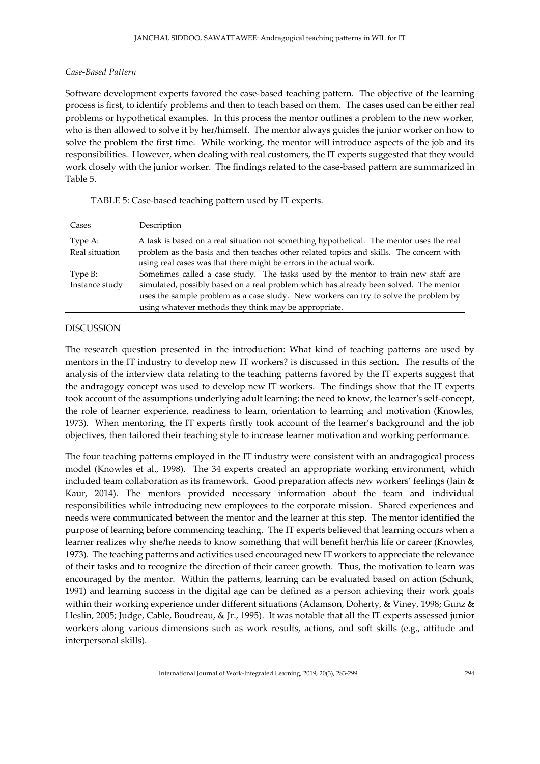*Case-Based Pattern*

Software development experts favored the case-based teaching pattern. The objective of the learning process is first, to identify problems and then to teach based on them. The cases used can be either real problems or hypothetical examples. In this process the mentor outlines a problem to the new worker, who is then allowed to solve it by her/himself. The mentor always guides the junior worker on how to solve the problem the first time. While working, the mentor will introduce aspects of the job and its responsibilities. However, when dealing with real customers, the IT experts suggested that they would work closely with the junior worker. The findings related to the case-based pattern are summarized in Table 5.

TABLE 5: Case-based teaching pattern used by IT experts.

| Cases | Description |
|---|---|
| Type A: Real situation | A task is based on a real situation not something hypothetical. The mentor uses the real problem as the basis and then teaches other related topics and skills. The concern with using real cases was that there might be errors in the actual work. |
| Type B: Instance study | Sometimes called a case study. The tasks used by the mentor to train new staff are simulated, possibly based on a real problem which has already been solved. The mentor uses the sample problem as a case study. New workers can try to solve the problem by using whatever methods they think may be appropriate. |

## DISCUSSION

The research question presented in the introduction: What kind of teaching patterns are used by mentors in the IT industry to develop new IT workers? is discussed in this section. The results of the analysis of the interview data relating to the teaching patterns favored by the IT experts suggest that the andragogy concept was used to develop new IT workers. The findings show that the IT experts took account of the assumptions underlying adult learning: the need to know, the learner's self-concept, the role of learner experience, readiness to learn, orientation to learning and motivation (Knowles, 1973). When mentoring, the IT experts firstly took account of the learner's background and the job objectives, then tailored their teaching style to increase learner motivation and working performance.

The four teaching patterns employed in the IT industry were consistent with an andragogical process model (Knowles et al., 1998). The 34 experts created an appropriate working environment, which included team collaboration as its framework. Good preparation affects new workers' feelings (Jain & Kaur, 2014). The mentors provided necessary information about the team and individual responsibilities while introducing new employees to the corporate mission. Shared experiences and needs were communicated between the mentor and the learner at this step. The mentor identified the purpose of learning before commencing teaching. The IT experts believed that learning occurs when a learner realizes why she/he needs to know something that will benefit her/his life or career (Knowles, 1973). The teaching patterns and activities used encouraged new IT workers to appreciate the relevance of their tasks and to recognize the direction of their career growth. Thus, the motivation to learn was encouraged by the mentor. Within the patterns, learning can be evaluated based on action (Schunk, 1991) and learning success in the digital age can be defined as a person achieving their work goals within their working experience under different situations (Adamson, Doherty, & Viney, 1998; Gunz & Heslin, 2005; Judge, Cable, Boudreau, & Jr., 1995). It was notable that all the IT experts assessed junior workers along various dimensions such as work results, actions, and soft skills (e.g., attitude and interpersonal skills).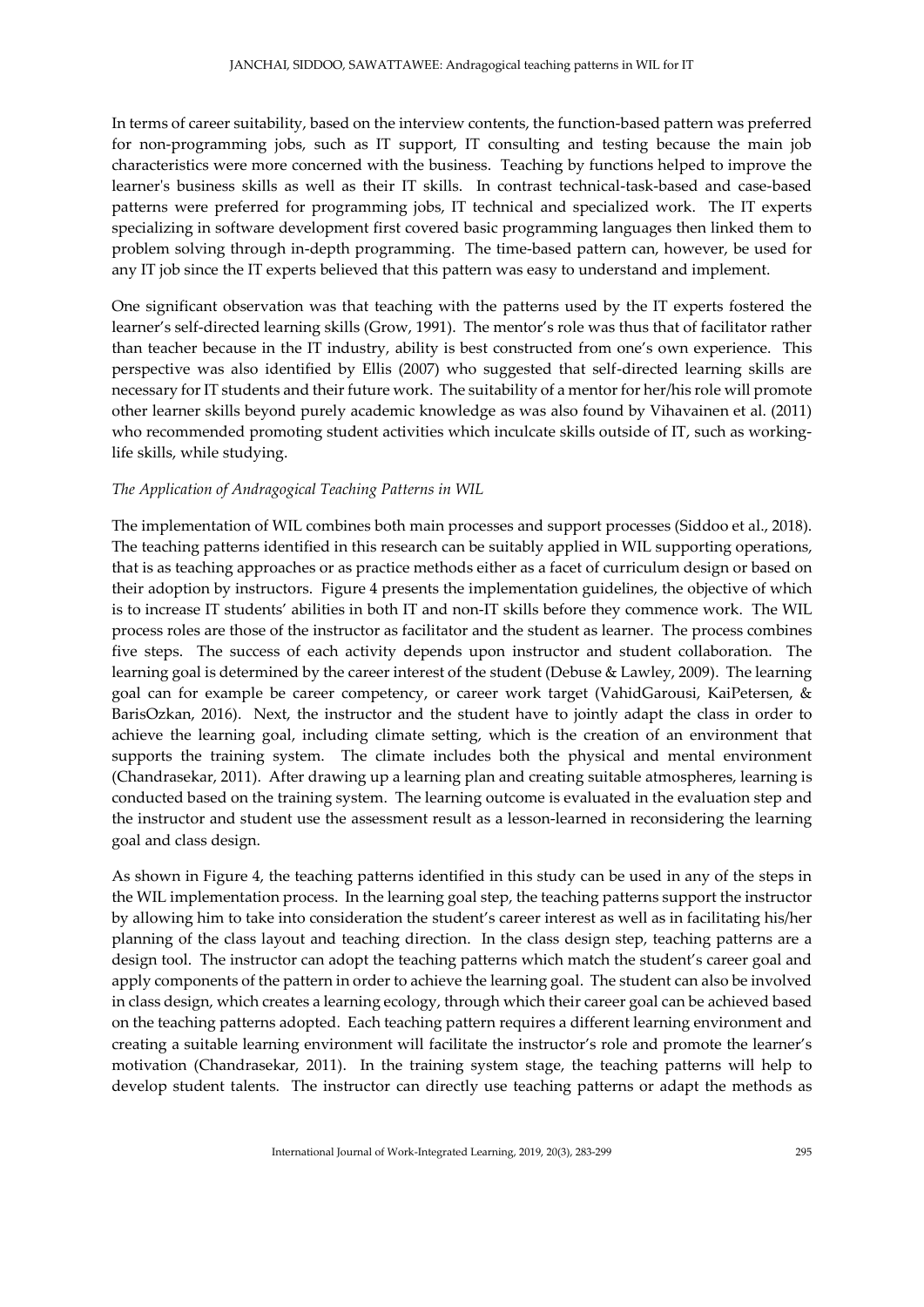In terms of career suitability, based on the interview contents, the function-based pattern was preferred for non-programming jobs, such as IT support, IT consulting and testing because the main job characteristics were more concerned with the business. Teaching by functions helped to improve the learner's business skills as well as their IT skills. In contrast technical-task-based and case-based patterns were preferred for programming jobs, IT technical and specialized work. The IT experts specializing in software development first covered basic programming languages then linked them to problem solving through in-depth programming. The time-based pattern can, however, be used for any IT job since the IT experts believed that this pattern was easy to understand and implement.

One significant observation was that teaching with the patterns used by the IT experts fostered the learner's self-directed learning skills (Grow, 1991). The mentor's role was thus that of facilitator rather than teacher because in the IT industry, ability is best constructed from one's own experience. This perspective was also identified by Ellis (2007) who suggested that self-directed learning skills are necessary for IT students and their future work. The suitability of a mentor for her/his role will promote other learner skills beyond purely academic knowledge as was also found by Vihavainen et al. (2011) who recommended promoting student activities which inculcate skills outside of IT, such as working-life skills, while studying.

*The Application of Andragogical Teaching Patterns in WIL*

The implementation of WIL combines both main processes and support processes (Siddoo et al., 2018). The teaching patterns identified in this research can be suitably applied in WIL supporting operations, that is as teaching approaches or as practice methods either as a facet of curriculum design or based on their adoption by instructors. Figure 4 presents the implementation guidelines, the objective of which is to increase IT students' abilities in both IT and non-IT skills before they commence work. The WIL process roles are those of the instructor as facilitator and the student as learner. The process combines five steps. The success of each activity depends upon instructor and student collaboration. The learning goal is determined by the career interest of the student (Debuse & Lawley, 2009). The learning goal can for example be career competency, or career work target (VahidGarousi, KaiPetersen, & BarisOzkan, 2016). Next, the instructor and the student have to jointly adapt the class in order to achieve the learning goal, including climate setting, which is the creation of an environment that supports the training system. The climate includes both the physical and mental environment (Chandrasekar, 2011). After drawing up a learning plan and creating suitable atmospheres, learning is conducted based on the training system. The learning outcome is evaluated in the evaluation step and the instructor and student use the assessment result as a lesson-learned in reconsidering the learning goal and class design.

As shown in Figure 4, the teaching patterns identified in this study can be used in any of the steps in the WIL implementation process. In the learning goal step, the teaching patterns support the instructor by allowing him to take into consideration the student's career interest as well as in facilitating his/her planning of the class layout and teaching direction. In the class design step, teaching patterns are a design tool. The instructor can adopt the teaching patterns which match the student's career goal and apply components of the pattern in order to achieve the learning goal. The student can also be involved in class design, which creates a learning ecology, through which their career goal can be achieved based on the teaching patterns adopted. Each teaching pattern requires a different learning environment and creating a suitable learning environment will facilitate the instructor's role and promote the learner's motivation (Chandrasekar, 2011). In the training system stage, the teaching patterns will help to develop student talents. The instructor can directly use teaching patterns or adapt the methods as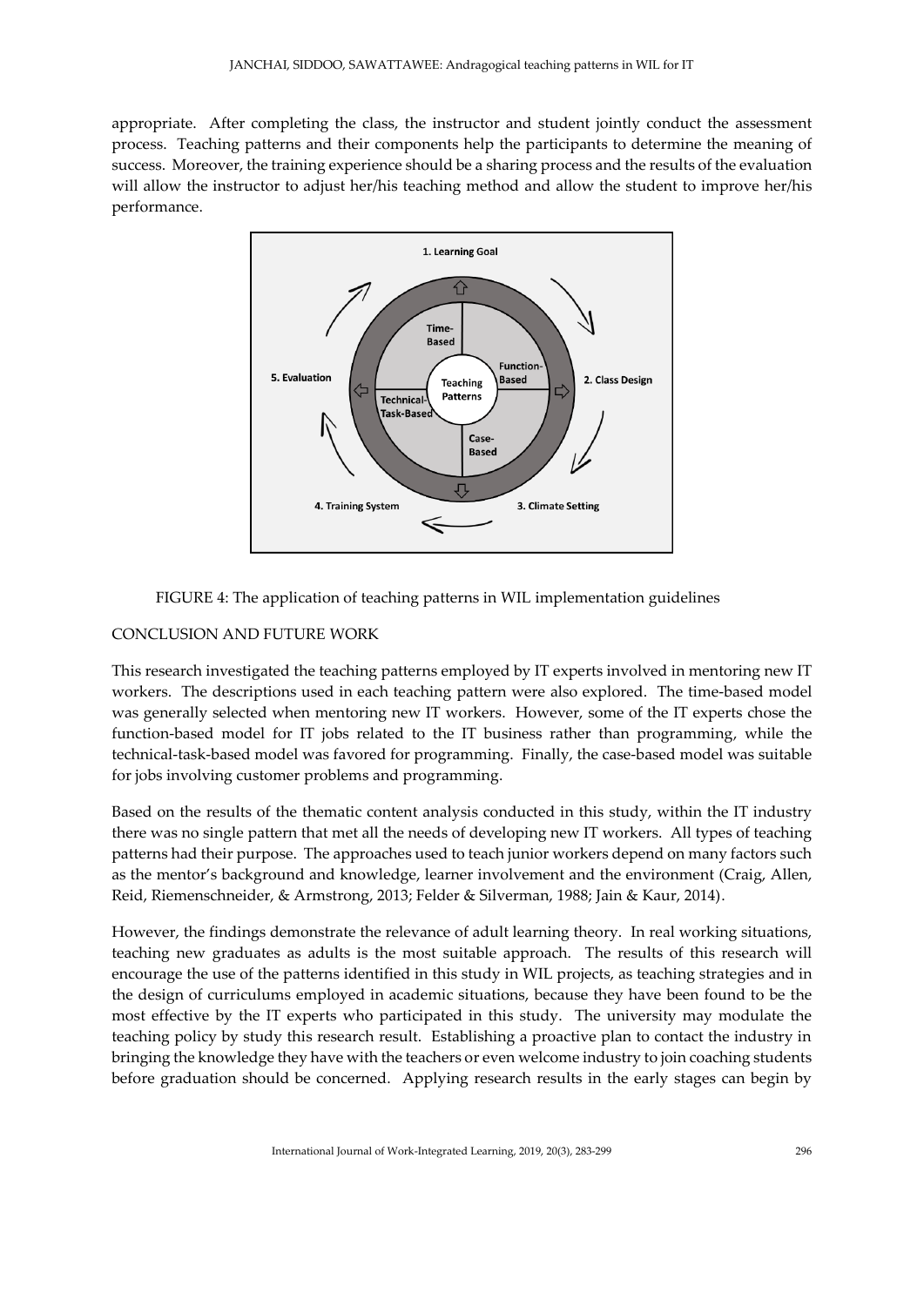appropriate. After completing the class, the instructor and student jointly conduct the assessment process. Teaching patterns and their components help the participants to determine the meaning of success. Moreover, the training experience should be a sharing process and the results of the evaluation will allow the instructor to adjust her/his teaching method and allow the student to improve her/his performance.

FIGURE 4: The application of teaching patterns in WIL implementation guidelines

## CONCLUSION AND FUTURE WORK

This research investigated the teaching patterns employed by IT experts involved in mentoring new IT workers. The descriptions used in each teaching pattern were also explored. The time-based model was generally selected when mentoring new IT workers. However, some of the IT experts chose the function-based model for IT jobs related to the IT business rather than programming, while the technical-task-based model was favored for programming. Finally, the case-based model was suitable for jobs involving customer problems and programming.

Based on the results of the thematic content analysis conducted in this study, within the IT industry there was no single pattern that met all the needs of developing new IT workers. All types of teaching patterns had their purpose. The approaches used to teach junior workers depend on many factors such as the mentor's background and knowledge, learner involvement and the environment (Craig, Allen, Reid, Riemenschneider, & Armstrong, 2013; Felder & Silverman, 1988; Jain & Kaur, 2014).

However, the findings demonstrate the relevance of adult learning theory. In real working situations, teaching new graduates as adults is the most suitable approach. The results of this research will encourage the use of the patterns identified in this study in WIL projects, as teaching strategies and in the design of curriculums employed in academic situations, because they have been found to be the most effective by the IT experts who participated in this study. The university may modulate the teaching policy by study this research result. Establishing a proactive plan to contact the industry in bringing the knowledge they have with the teachers or even welcome industry to join coaching students before graduation should be concerned. Applying research results in the early stages can begin by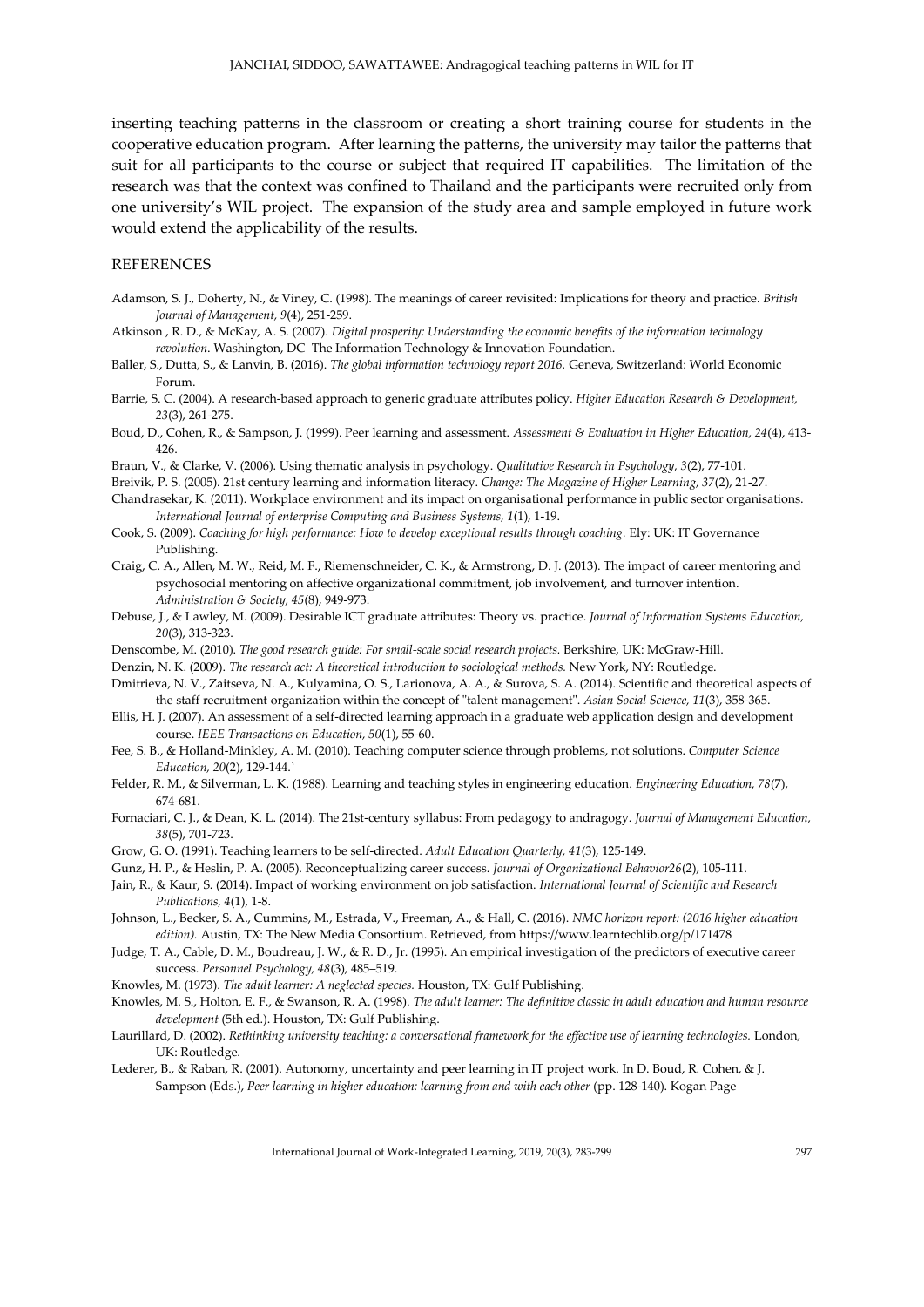inserting teaching patterns in the classroom or creating a short training course for students in the cooperative education program. After learning the patterns, the university may tailor the patterns that suit for all participants to the course or subject that required IT capabilities. The limitation of the research was that the context was confined to Thailand and the participants were recruited only from one university's WIL project. The expansion of the study area and sample employed in future work would extend the applicability of the results.

## REFERENCES

Adamson, S. J., Doherty, N., & Viney, C. (1998). The meanings of career revisited: Implications for theory and practice. *British Journal of Management, 9*(4), 251-259.

Atkinson , R. D., & McKay, A. S. (2007). *Digital prosperity: Understanding the economic benefits of the information technology revolution*. Washington, DC The Information Technology & Innovation Foundation.

Baller, S., Dutta, S., & Lanvin, B. (2016). *The global information technology report 2016.* Geneva, Switzerland: World Economic Forum.

Barrie, S. C. (2004). A research-based approach to generic graduate attributes policy. *Higher Education Research & Development, 23*(3), 261-275.

Boud, D., Cohen, R., & Sampson, J. (1999). Peer learning and assessment. *Assessment & Evaluation in Higher Education, 24*(4), 413-426.

Braun, V., & Clarke, V. (2006). Using thematic analysis in psychology. *Qualitative Research in Psychology, 3*(2), 77-101.

Breivik, P. S. (2005). 21st century learning and information literacy. *Change: The Magazine of Higher Learning, 37*(2), 21-27.

Chandrasekar, K. (2011). Workplace environment and its impact on organisational performance in public sector organisations. *International Journal of enterprise Computing and Business Systems, 1*(1), 1-19.

Cook, S. (2009). *Coaching for high performance: How to develop exceptional results through coaching.* Ely: UK: IT Governance Publishing.

Craig, C. A., Allen, M. W., Reid, M. F., Riemenschneider, C. K., & Armstrong, D. J. (2013). The impact of career mentoring and psychosocial mentoring on affective organizational commitment, job involvement, and turnover intention. *Administration & Society, 45*(8), 949-973.

Debuse, J., & Lawley, M. (2009). Desirable ICT graduate attributes: Theory vs. practice. *Journal of Information Systems Education, 20*(3), 313-323.

Denscombe, M. (2010). *The good research guide: For small-scale social research projects.* Berkshire, UK: McGraw-Hill.

Denzin, N. K. (2009). *The research act: A theoretical introduction to sociological methods.* New York, NY: Routledge.

Dmitrieva, N. V., Zaitseva, N. A., Kulyamina, O. S., Larionova, A. A., & Surova, S. A. (2014). Scientific and theoretical aspects of the staff recruitment organization within the concept of "talent management". *Asian Social Science, 11*(3), 358-365.

Ellis, H. J. (2007). An assessment of a self-directed learning approach in a graduate web application design and development course. *IEEE Transactions on Education, 50*(1), 55-60.

Fee, S. B., & Holland-Minkley, A. M. (2010). Teaching computer science through problems, not solutions. *Computer Science Education, 20*(2), 129-144.`

Felder, R. M., & Silverman, L. K. (1988). Learning and teaching styles in engineering education. *Engineering Education, 78*(7), 674-681.

Fornaciari, C. J., & Dean, K. L. (2014). The 21st-century syllabus: From pedagogy to andragogy. *Journal of Management Education, 38*(5), 701-723.

Grow, G. O. (1991). Teaching learners to be self-directed. *Adult Education Quarterly, 41*(3), 125-149.

Gunz, H. P., & Heslin, P. A. (2005). Reconceptualizing career success. *Journal of Organizational Behavior26*(2), 105-111.

Jain, R., & Kaur, S. (2014). Impact of working environment on job satisfaction. *International Journal of Scientific and Research Publications, 4*(1), 1-8.

Johnson, L., Becker, S. A., Cummins, M., Estrada, V., Freeman, A., & Hall, C. (2016). *NMC horizon report: (2016 higher education edition).* Austin, TX: The New Media Consortium. Retrieved, from https://www.learntechlib.org/p/171478

Judge, T. A., Cable, D. M., Boudreau, J. W., & R. D., Jr. (1995). An empirical investigation of the predictors of executive career success. *Personnel Psychology, 48*(3), 485–519.

Knowles, M. (1973). *The adult learner: A neglected species.* Houston, TX: Gulf Publishing.

Knowles, M. S., Holton, E. F., & Swanson, R. A. (1998). *The adult learner: The definitive classic in adult education and human resource development* (5th ed.). Houston, TX: Gulf Publishing.

Laurillard, D. (2002). *Rethinking university teaching: a conversational framework for the effective use of learning technologies.* London, UK: Routledge.

Lederer, B., & Raban, R. (2001). Autonomy, uncertainty and peer learning in IT project work. In D. Boud, R. Cohen, & J. Sampson (Eds.), *Peer learning in higher education: learning from and with each other* (pp. 128-140). Kogan Page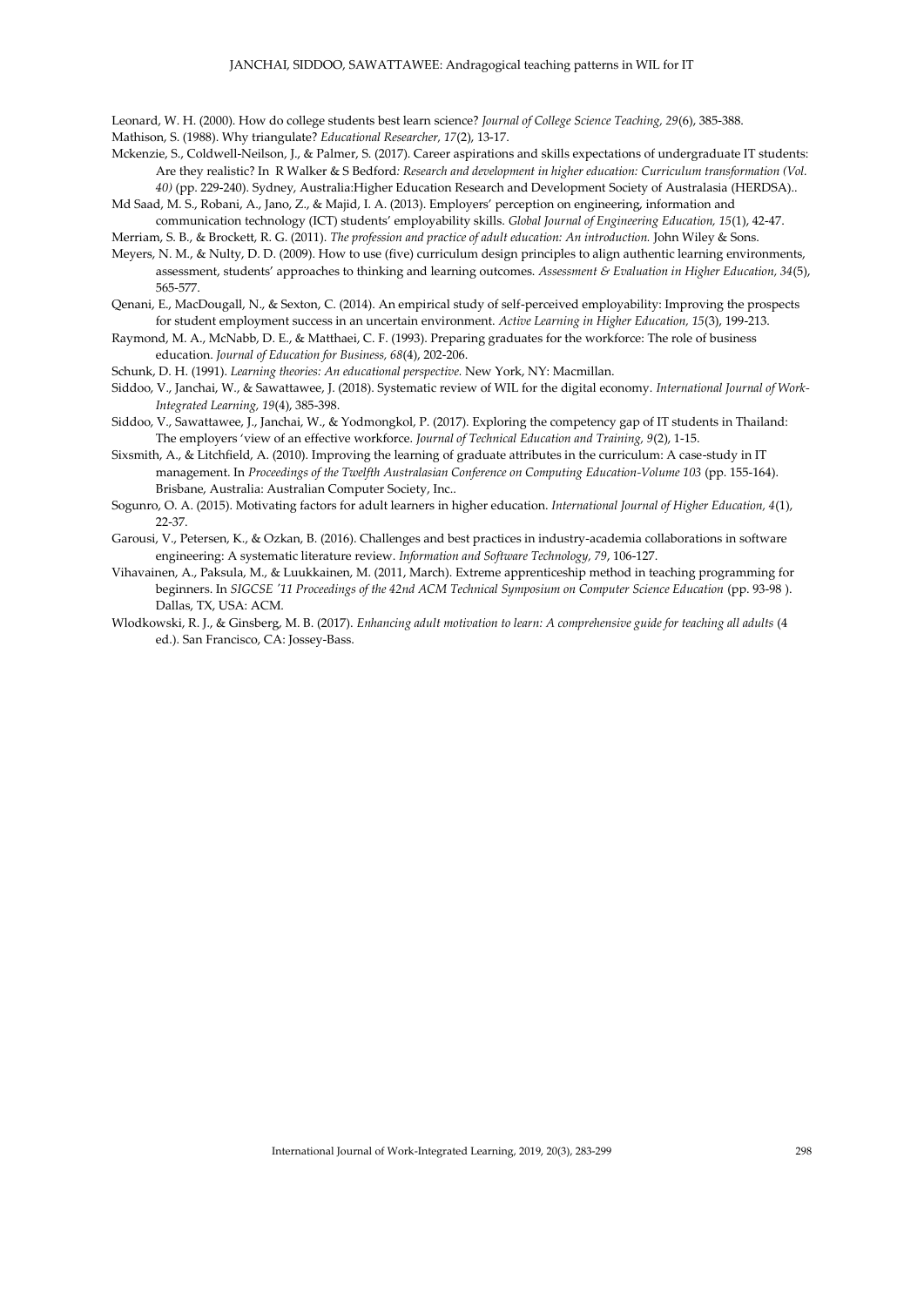Leonard, W. H. (2000). How do college students best learn science? *Journal of College Science Teaching, 29*(6), 385-388.

Mathison, S. (1988). Why triangulate? *Educational Researcher, 17*(2), 13-17.

Mckenzie, S., Coldwell-Neilson, J., & Palmer, S. (2017). Career aspirations and skills expectations of undergraduate IT students: Are they realistic? In R Walker & S Bedford*: Research and development in higher education: Curriculum transformation (Vol. 40)* (pp. 229-240). Sydney, Australia:Higher Education Research and Development Society of Australasia (HERDSA)..

Md Saad, M. S., Robani, A., Jano, Z., & Majid, I. A. (2013). Employers' perception on engineering, information and communication technology (ICT) students' employability skills. *Global Journal of Engineering Education, 15*(1), 42-47.

Merriam, S. B., & Brockett, R. G. (2011). *The profession and practice of adult education: An introduction.* John Wiley & Sons.

Meyers, N. M., & Nulty, D. D. (2009). How to use (five) curriculum design principles to align authentic learning environments, assessment, students' approaches to thinking and learning outcomes. *Assessment & Evaluation in Higher Education, 34*(5), 565-577.

Qenani, E., MacDougall, N., & Sexton, C. (2014). An empirical study of self-perceived employability: Improving the prospects for student employment success in an uncertain environment. *Active Learning in Higher Education, 15*(3), 199-213.

Raymond, M. A., McNabb, D. E., & Matthaei, C. F. (1993). Preparing graduates for the workforce: The role of business education. *Journal of Education for Business, 68*(4), 202-206.

Schunk, D. H. (1991). *Learning theories: An educational perspective.* New York, NY: Macmillan.

Siddoo, V., Janchai, W., & Sawattawee, J. (2018). Systematic review of WIL for the digital economy. *International Journal of Work-Integrated Learning, 19*(4), 385-398.

Siddoo, V., Sawattawee, J., Janchai, W., & Yodmongkol, P. (2017). Exploring the competency gap of IT students in Thailand: The employers 'view of an effective workforce. *Journal of Technical Education and Training, 9*(2), 1-15.

Sixsmith, A., & Litchfield, A. (2010). Improving the learning of graduate attributes in the curriculum: A case-study in IT management. In *Proceedings of the Twelfth Australasian Conference on Computing Education-Volume 103* (pp. 155-164). Brisbane, Australia: Australian Computer Society, Inc..

Sogunro, O. A. (2015). Motivating factors for adult learners in higher education. *International Journal of Higher Education, 4*(1), 22-37.

Garousi, V., Petersen, K., & Ozkan, B. (2016). Challenges and best practices in industry-academia collaborations in software engineering: A systematic literature review. *Information and Software Technology, 79*, 106-127.

Vihavainen, A., Paksula, M., & Luukkainen, M. (2011, March). Extreme apprenticeship method in teaching programming for beginners. In *SIGCSE '11 Proceedings of the 42nd ACM Technical Symposium on Computer Science Education* (pp. 93-98 ). Dallas, TX, USA: ACM.

Wlodkowski, R. J., & Ginsberg, M. B. (2017). *Enhancing adult motivation to learn: A comprehensive guide for teaching all adults* (4 ed.). San Francisco, CA: Jossey-Bass.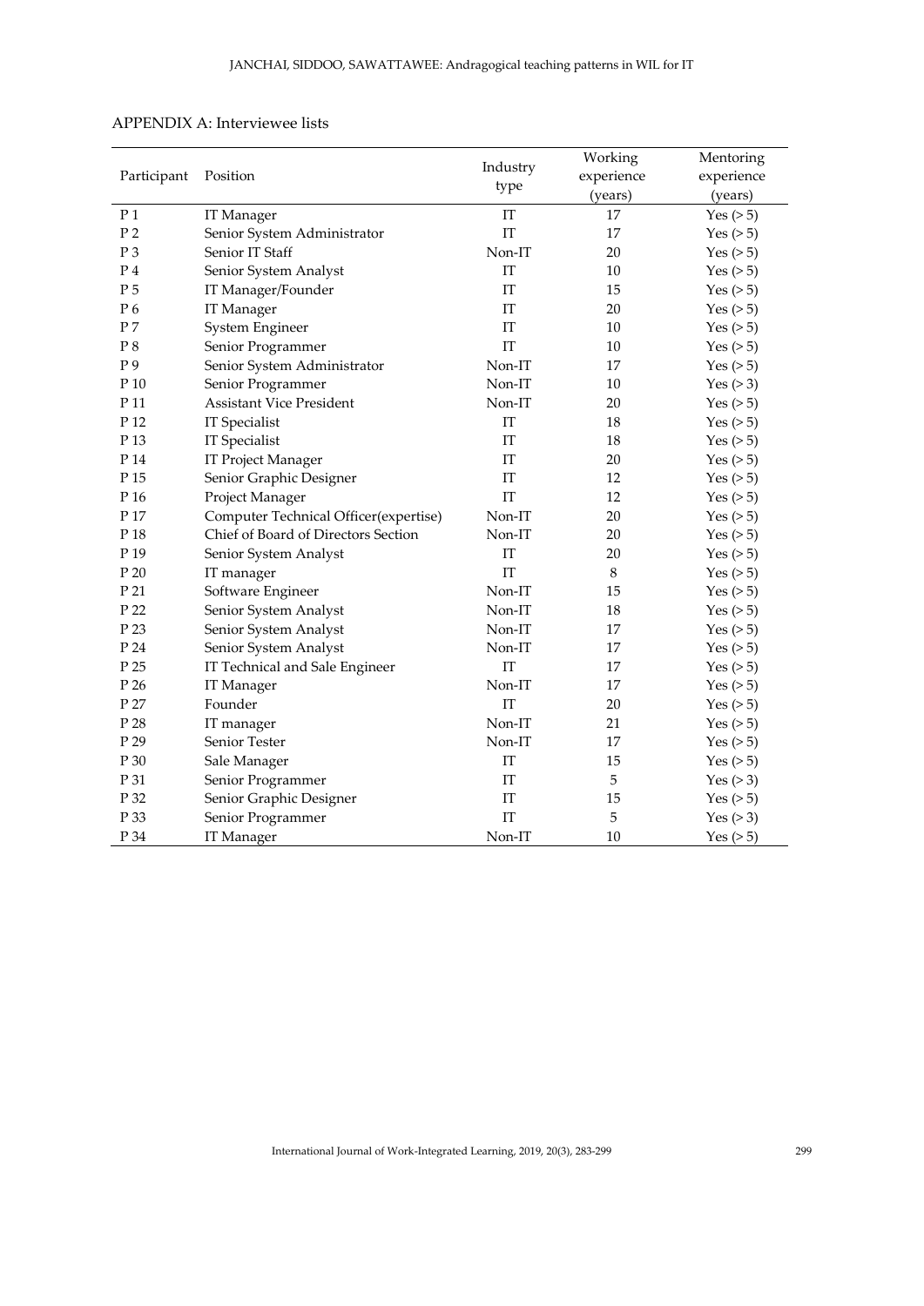## APPENDIX A: Interviewee lists

| Participant | Position | Industry type | Working experience (years) | Mentoring experience (years) |
|---|---|---|---|---|
| P 1 | IT Manager | IT | 17 | Yes (> 5) |
| P 2 | Senior System Administrator | IT | 17 | Yes (> 5) |
| P 3 | Senior IT Staff | Non-IT | 20 | Yes (> 5) |
| P 4 | Senior System Analyst | IT | 10 | Yes (> 5) |
| P 5 | IT Manager/Founder | IT | 15 | Yes (> 5) |
| P 6 | IT Manager | IT | 20 | Yes (> 5) |
| P 7 | System Engineer | IT | 10 | Yes (> 5) |
| P 8 | Senior Programmer | IT | 10 | Yes (> 5) |
| P 9 | Senior System Administrator | Non-IT | 17 | Yes (> 5) |
| P 10 | Senior Programmer | Non-IT | 10 | Yes (> 3) |
| P 11 | Assistant Vice President | Non-IT | 20 | Yes (> 5) |
| P 12 | IT Specialist | IT | 18 | Yes (> 5) |
| P 13 | IT Specialist | IT | 18 | Yes (> 5) |
| P 14 | IT Project Manager | IT | 20 | Yes (> 5) |
| P 15 | Senior Graphic Designer | IT | 12 | Yes (> 5) |
| P 16 | Project Manager | IT | 12 | Yes (> 5) |
| P 17 | Computer Technical Officer(expertise) | Non-IT | 20 | Yes (> 5) |
| P 18 | Chief of Board of Directors Section | Non-IT | 20 | Yes (> 5) |
| P 19 | Senior System Analyst | IT | 20 | Yes (> 5) |
| P 20 | IT manager | IT | 8 | Yes (> 5) |
| P 21 | Software Engineer | Non-IT | 15 | Yes (> 5) |
| P 22 | Senior System Analyst | Non-IT | 18 | Yes (> 5) |
| P 23 | Senior System Analyst | Non-IT | 17 | Yes (> 5) |
| P 24 | Senior System Analyst | Non-IT | 17 | Yes (> 5) |
| P 25 | IT Technical and Sale Engineer | IT | 17 | Yes (> 5) |
| P 26 | IT Manager | Non-IT | 17 | Yes (> 5) |
| P 27 | Founder | IT | 20 | Yes (> 5) |
| P 28 | IT manager | Non-IT | 21 | Yes (> 5) |
| P 29 | Senior Tester | Non-IT | 17 | Yes (> 5) |
| P 30 | Sale Manager | IT | 15 | Yes (> 5) |
| P 31 | Senior Programmer | IT | 5 | Yes (> 3) |
| P 32 | Senior Graphic Designer | IT | 15 | Yes (> 5) |
| P 33 | Senior Programmer | IT | 5 | Yes (> 3) |
| P 34 | IT Manager | Non-IT | 10 | Yes (> 5) |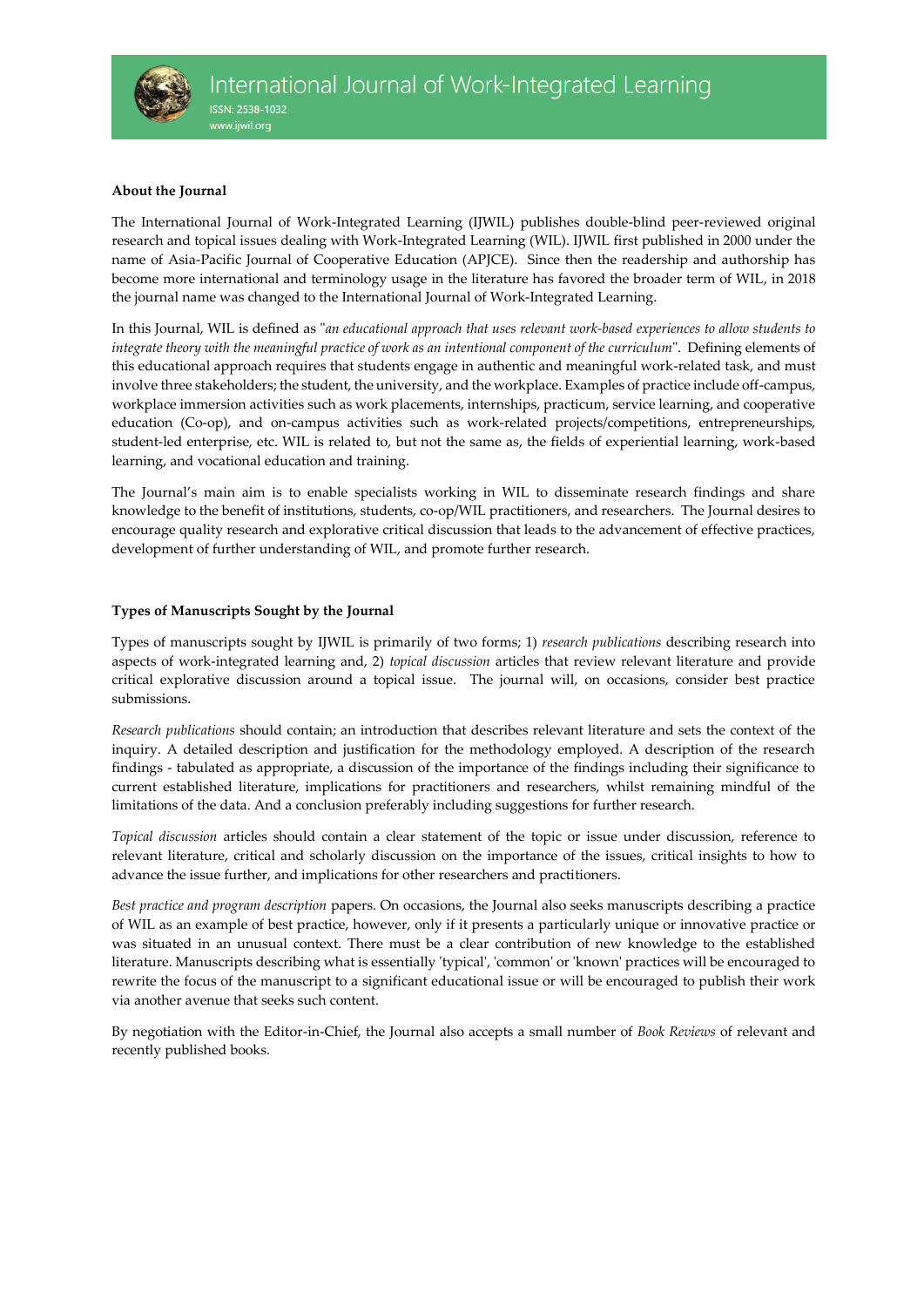## About the Journal

The International Journal of Work-Integrated Learning (IJWIL) publishes double-blind peer-reviewed original research and topical issues dealing with Work-Integrated Learning (WIL). IJWIL first published in 2000 under the name of Asia-Pacific Journal of Cooperative Education (APJCE). Since then the readership and authorship has become more international and terminology usage in the literature has favored the broader term of WIL, in 2018 the journal name was changed to the International Journal of Work-Integrated Learning.

In this Journal, WIL is defined as "*an educational approach that uses relevant work-based experiences to allow students to integrate theory with the meaningful practice of work as an intentional component of the curriculum*". Defining elements of this educational approach requires that students engage in authentic and meaningful work-related task, and must involve three stakeholders; the student, the university, and the workplace. Examples of practice include off-campus, workplace immersion activities such as work placements, internships, practicum, service learning, and cooperative education (Co-op), and on-campus activities such as work-related projects/competitions, entrepreneurships, student-led enterprise, etc. WIL is related to, but not the same as, the fields of experiential learning, work-based learning, and vocational education and training.

The Journal's main aim is to enable specialists working in WIL to disseminate research findings and share knowledge to the benefit of institutions, students, co-op/WIL practitioners, and researchers. The Journal desires to encourage quality research and explorative critical discussion that leads to the advancement of effective practices, development of further understanding of WIL, and promote further research.

## Types of Manuscripts Sought by the Journal

Types of manuscripts sought by IJWIL is primarily of two forms; 1) *research publications* describing research into aspects of work-integrated learning and, 2) *topical discussion* articles that review relevant literature and provide critical explorative discussion around a topical issue. The journal will, on occasions, consider best practice submissions.

*Research publications* should contain; an introduction that describes relevant literature and sets the context of the inquiry. A detailed description and justification for the methodology employed. A description of the research findings - tabulated as appropriate, a discussion of the importance of the findings including their significance to current established literature, implications for practitioners and researchers, whilst remaining mindful of the limitations of the data. And a conclusion preferably including suggestions for further research.

*Topical discussion* articles should contain a clear statement of the topic or issue under discussion, reference to relevant literature, critical and scholarly discussion on the importance of the issues, critical insights to how to advance the issue further, and implications for other researchers and practitioners.

*Best practice and program description* papers. On occasions, the Journal also seeks manuscripts describing a practice of WIL as an example of best practice, however, only if it presents a particularly unique or innovative practice or was situated in an unusual context. There must be a clear contribution of new knowledge to the established literature. Manuscripts describing what is essentially 'typical', 'common' or 'known' practices will be encouraged to rewrite the focus of the manuscript to a significant educational issue or will be encouraged to publish their work via another avenue that seeks such content.

By negotiation with the Editor-in-Chief, the Journal also accepts a small number of *Book Reviews* of relevant and recently published books.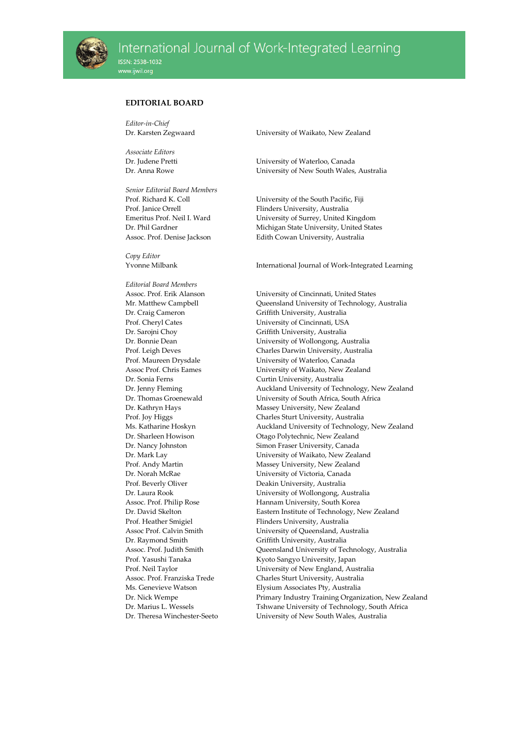International Journal of Work-Integrated Learning
ISSN: 2538-1032
www.ijwil.org

## EDITORIAL BOARD

*Editor-in-Chief*
Dr. Karsten Zegwaard — University of Waikato, New Zealand

*Associate Editors*
Dr. Judene Pretti — University of Waterloo, Canada
Dr. Anna Rowe — University of New South Wales, Australia

*Senior Editorial Board Members*
Prof. Richard K. Coll — University of the South Pacific, Fiji
Prof. Janice Orrell — Flinders University, Australia
Emeritus Prof. Neil I. Ward — University of Surrey, United Kingdom
Dr. Phil Gardner — Michigan State University, United States
Assoc. Prof. Denise Jackson — Edith Cowan University, Australia

*Copy Editor*
Yvonne Milbank — International Journal of Work-Integrated Learning

*Editorial Board Members*

| | |
|---|---|
| Assoc. Prof. Erik Alanson | University of Cincinnati, United States |
| Mr. Matthew Campbell | Queensland University of Technology, Australia |
| Dr. Craig Cameron | Griffith University, Australia |
| Prof. Cheryl Cates | University of Cincinnati, USA |
| Dr. Sarojni Choy | Griffith University, Australia |
| Dr. Bonnie Dean | University of Wollongong, Australia |
| Prof. Leigh Deves | Charles Darwin University, Australia |
| Prof. Maureen Drysdale | University of Waterloo, Canada |
| Assoc Prof. Chris Eames | University of Waikato, New Zealand |
| Dr. Sonia Ferns | Curtin University, Australia |
| Dr. Jenny Fleming | Auckland University of Technology, New Zealand |
| Dr. Thomas Groenewald | University of South Africa, South Africa |
| Dr. Kathryn Hays | Massey University, New Zealand |
| Prof. Joy Higgs | Charles Sturt University, Australia |
| Ms. Katharine Hoskyn | Auckland University of Technology, New Zealand |
| Dr. Sharleen Howison | Otago Polytechnic, New Zealand |
| Dr. Nancy Johnston | Simon Fraser University, Canada |
| Dr. Mark Lay | University of Waikato, New Zealand |
| Prof. Andy Martin | Massey University, New Zealand |
| Dr. Norah McRae | University of Victoria, Canada |
| Prof. Beverly Oliver | Deakin University, Australia |
| Dr. Laura Rook | University of Wollongong, Australia |
| Assoc. Prof. Philip Rose | Hannam University, South Korea |
| Dr. David Skelton | Eastern Institute of Technology, New Zealand |
| Prof. Heather Smigiel | Flinders University, Australia |
| Assoc Prof. Calvin Smith | University of Queensland, Australia |
| Dr. Raymond Smith | Griffith University, Australia |
| Assoc. Prof. Judith Smith | Queensland University of Technology, Australia |
| Prof. Yasushi Tanaka | Kyoto Sangyo University, Japan |
| Prof. Neil Taylor | University of New England, Australia |
| Assoc. Prof. Franziska Trede | Charles Sturt University, Australia |
| Ms. Genevieve Watson | Elysium Associates Pty, Australia |
| Dr. Nick Wempe | Primary Industry Training Organization, New Zealand |
| Dr. Marius L. Wessels | Tshwane University of Technology, South Africa |
| Dr. Theresa Winchester-Seeto | University of New South Wales, Australia |